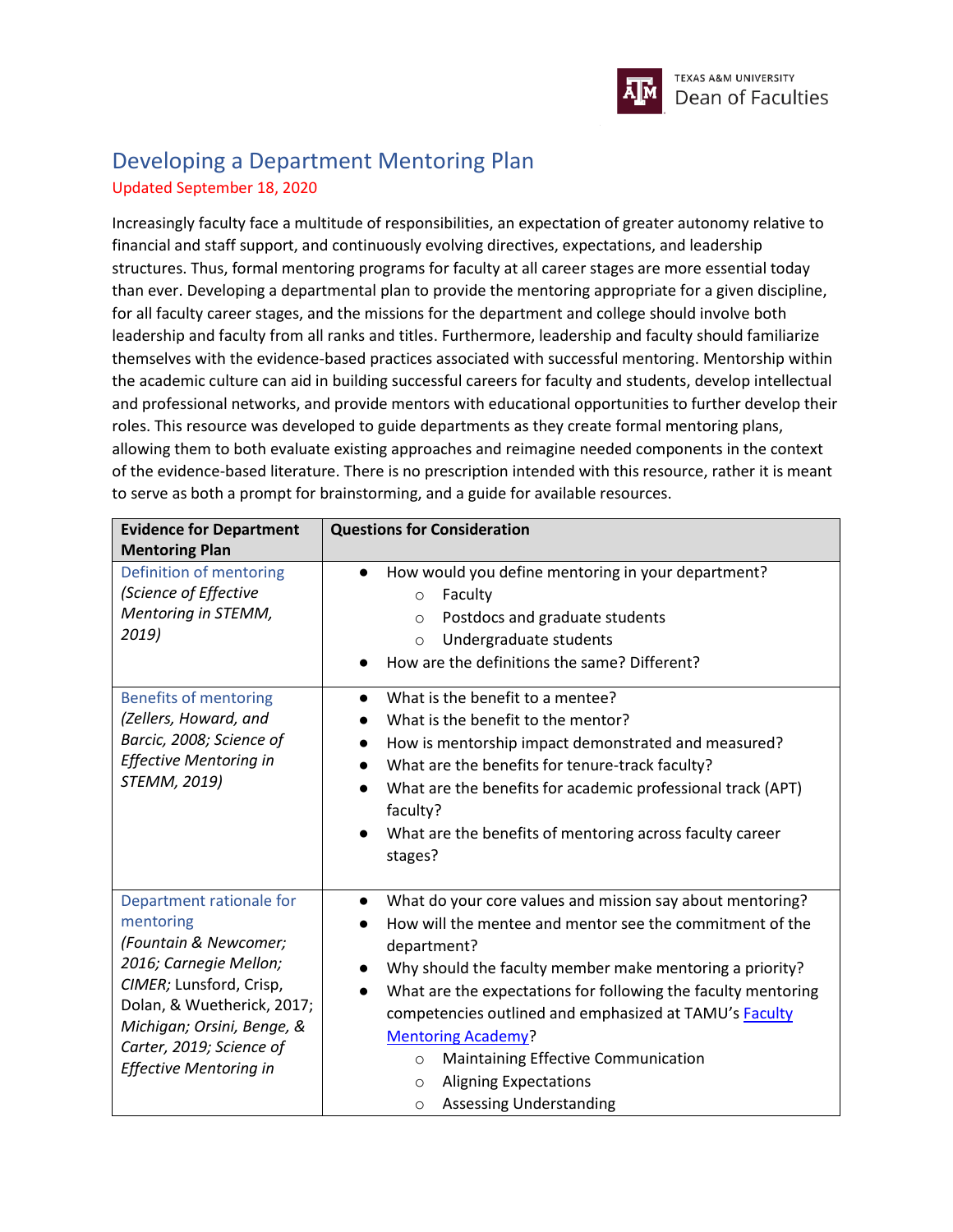# Developing a Department Mentoring Plan

Updated September 18, 2020

Increasingly faculty face a multitude of responsibilities, an expectation of greater autonomy relative to financial and staff support, and continuously evolving directives, expectations, and leadership structures. Thus, formal mentoring programs for faculty at all career stages are more essential today than ever. Developing a departmental plan to provide the mentoring appropriate for a given discipline, for all faculty career stages, and the missions for the department and college should involve both leadership and faculty from all ranks and titles. Furthermore, leadership and faculty should familiarize themselves with the evidence-based practices associated with successful mentoring. Mentorship within the academic culture can aid in building successful careers for faculty and students, develop intellectual and professional networks, and provide mentors with educational opportunities to further develop their roles. This resource was developed to guide departments as they create formal mentoring plans, allowing them to both evaluate existing approaches and reimagine needed components in the context of the evidence-based literature. There is no prescription intended with this resource, rather it is meant to serve as both a prompt for brainstorming, and a guide for available resources.

| Evidence for Department Mentoring Plan | Questions for Consideration |
|---|---|
| Definition of mentoring *(Science of Effective Mentoring in STEMM, 2019)* | • How would you define mentoring in your department?<br>  ◦ Faculty<br>  ◦ Postdocs and graduate students<br>  ◦ Undergraduate students<br>• How are the definitions the same? Different? |
| Benefits of mentoring *(Zellers, Howard, and Barcic, 2008; Science of Effective Mentoring in STEMM, 2019)* | • What is the benefit to a mentee?<br>• What is the benefit to the mentor?<br>• How is mentorship impact demonstrated and measured?<br>• What are the benefits for tenure-track faculty?<br>• What are the benefits for academic professional track (APT) faculty?<br>• What are the benefits of mentoring across faculty career stages? |
| Department rationale for mentoring *(Fountain & Newcomer; 2016; Carnegie Mellon; CIMER;* Lunsford, Crisp, Dolan, & Wuetherick, 2017; *Michigan; Orsini, Benge, & Carter, 2019; Science of Effective Mentoring in* | • What do your core values and mission say about mentoring?<br>• How will the mentee and mentor see the commitment of the department?<br>• Why should the faculty member make mentoring a priority?<br>• What are the expectations for following the faculty mentoring competencies outlined and emphasized at TAMU's Faculty Mentoring Academy?<br>  ◦ Maintaining Effective Communication<br>  ◦ Aligning Expectations<br>  ◦ Assessing Understanding |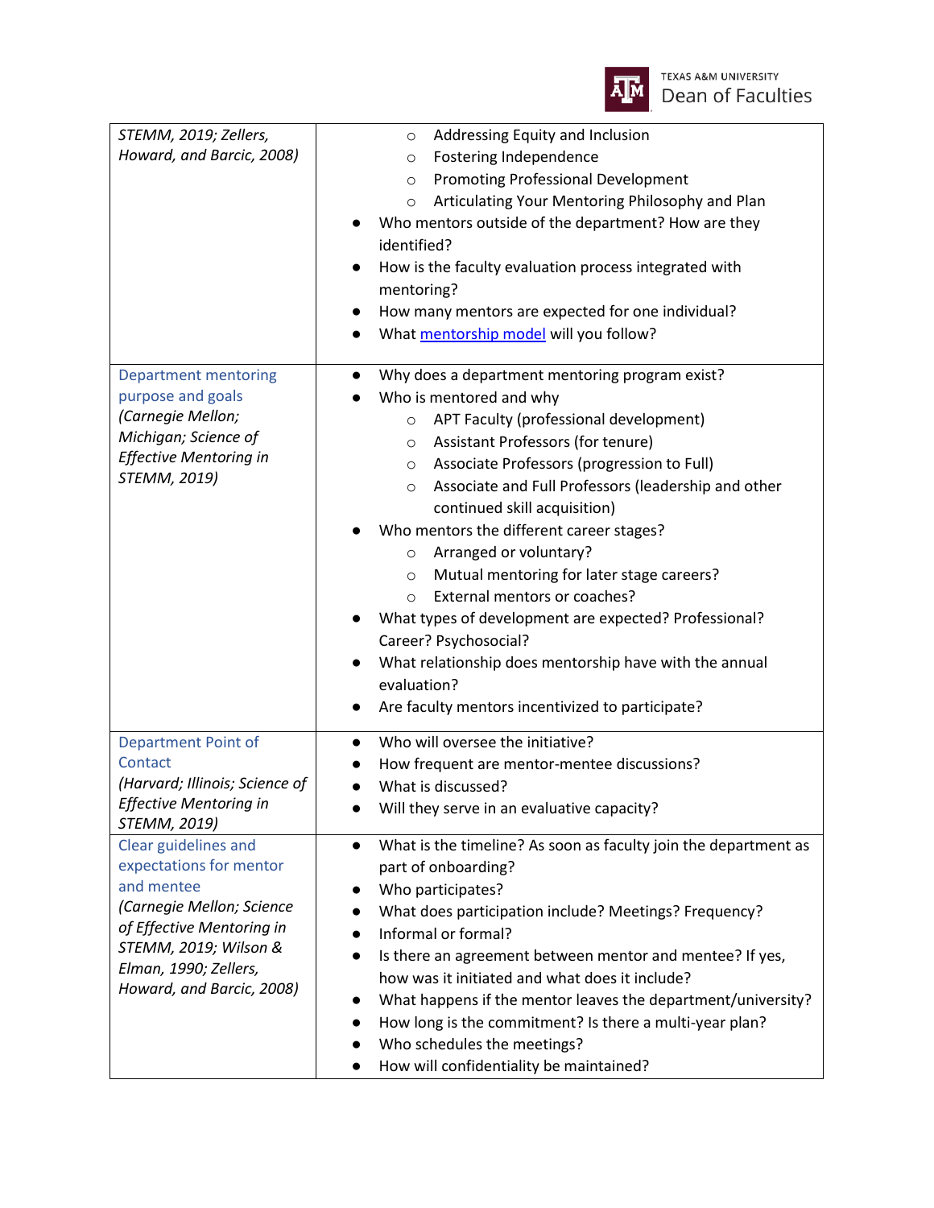| | |
|---|---|
| *STEMM, 2019; Zellers, Howard, and Barcic, 2008)* | ◦ Addressing Equity and Inclusion<br>◦ Fostering Independence<br>◦ Promoting Professional Development<br>◦ Articulating Your Mentoring Philosophy and Plan<br>• Who mentors outside of the department? How are they identified?<br>• How is the faculty evaluation process integrated with mentoring?<br>• How many mentors are expected for one individual?<br>• What [mentorship model] will you follow? |
| Department mentoring purpose and goals *(Carnegie Mellon; Michigan; Science of Effective Mentoring in STEMM, 2019)* | • Why does a department mentoring program exist?<br>• Who is mentored and why<br>◦ APT Faculty (professional development)<br>◦ Assistant Professors (for tenure)<br>◦ Associate Professors (progression to Full)<br>◦ Associate and Full Professors (leadership and other continued skill acquisition)<br>• Who mentors the different career stages?<br>◦ Arranged or voluntary?<br>◦ Mutual mentoring for later stage careers?<br>◦ External mentors or coaches?<br>• What types of development are expected? Professional? Career? Psychosocial?<br>• What relationship does mentorship have with the annual evaluation?<br>• Are faculty mentors incentivized to participate? |
| Department Point of Contact *(Harvard; Illinois; Science of Effective Mentoring in STEMM, 2019)* | • Who will oversee the initiative?<br>• How frequent are mentor-mentee discussions?<br>• What is discussed?<br>• Will they serve in an evaluative capacity? |
| Clear guidelines and expectations for mentor and mentee *(Carnegie Mellon; Science of Effective Mentoring in STEMM, 2019; Wilson & Elman, 1990; Zellers, Howard, and Barcic, 2008)* | • What is the timeline? As soon as faculty join the department as part of onboarding?<br>• Who participates?<br>• What does participation include? Meetings? Frequency?<br>• Informal or formal?<br>• Is there an agreement between mentor and mentee? If yes, how was it initiated and what does it include?<br>• What happens if the mentor leaves the department/university?<br>• How long is the commitment? Is there a multi-year plan?<br>• Who schedules the meetings?<br>• How will confidentiality be maintained? |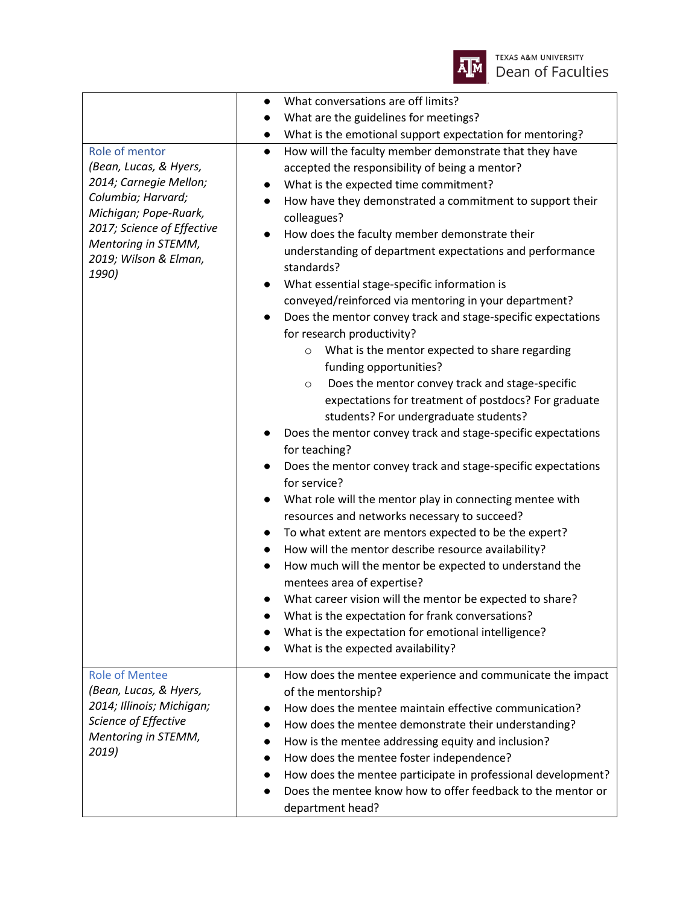| | |
|---|---|
| | • What conversations are off limits?<br>• What are the guidelines for meetings?<br>• What is the emotional support expectation for mentoring? |
| Role of mentor<br>*(Bean, Lucas, & Hyers, 2014; Carnegie Mellon; Columbia; Harvard; Michigan; Pope-Ruark, 2017; Science of Effective Mentoring in STEMM, 2019; Wilson & Elman, 1990)* | • How will the faculty member demonstrate that they have accepted the responsibility of being a mentor?<br>• What is the expected time commitment?<br>• How have they demonstrated a commitment to support their colleagues?<br>• How does the faculty member demonstrate their understanding of department expectations and performance standards?<br>• What essential stage-specific information is conveyed/reinforced via mentoring in your department?<br>• Does the mentor convey track and stage-specific expectations for research productivity?<br>&nbsp;&nbsp;&nbsp;&nbsp;○ What is the mentor expected to share regarding funding opportunities?<br>&nbsp;&nbsp;&nbsp;&nbsp;○ Does the mentor convey track and stage-specific expectations for treatment of postdocs? For graduate students? For undergraduate students?<br>• Does the mentor convey track and stage-specific expectations for teaching?<br>• Does the mentor convey track and stage-specific expectations for service?<br>• What role will the mentor play in connecting mentee with resources and networks necessary to succeed?<br>• To what extent are mentors expected to be the expert?<br>• How will the mentor describe resource availability?<br>• How much will the mentor be expected to understand the mentees area of expertise?<br>• What career vision will the mentor be expected to share?<br>• What is the expectation for frank conversations?<br>• What is the expectation for emotional intelligence?<br>• What is the expected availability? |
| Role of Mentee<br>*(Bean, Lucas, & Hyers, 2014; Illinois; Michigan; Science of Effective Mentoring in STEMM, 2019)* | • How does the mentee experience and communicate the impact of the mentorship?<br>• How does the mentee maintain effective communication?<br>• How does the mentee demonstrate their understanding?<br>• How is the mentee addressing equity and inclusion?<br>• How does the mentee foster independence?<br>• How does the mentee participate in professional development?<br>• Does the mentee know how to offer feedback to the mentor or department head? |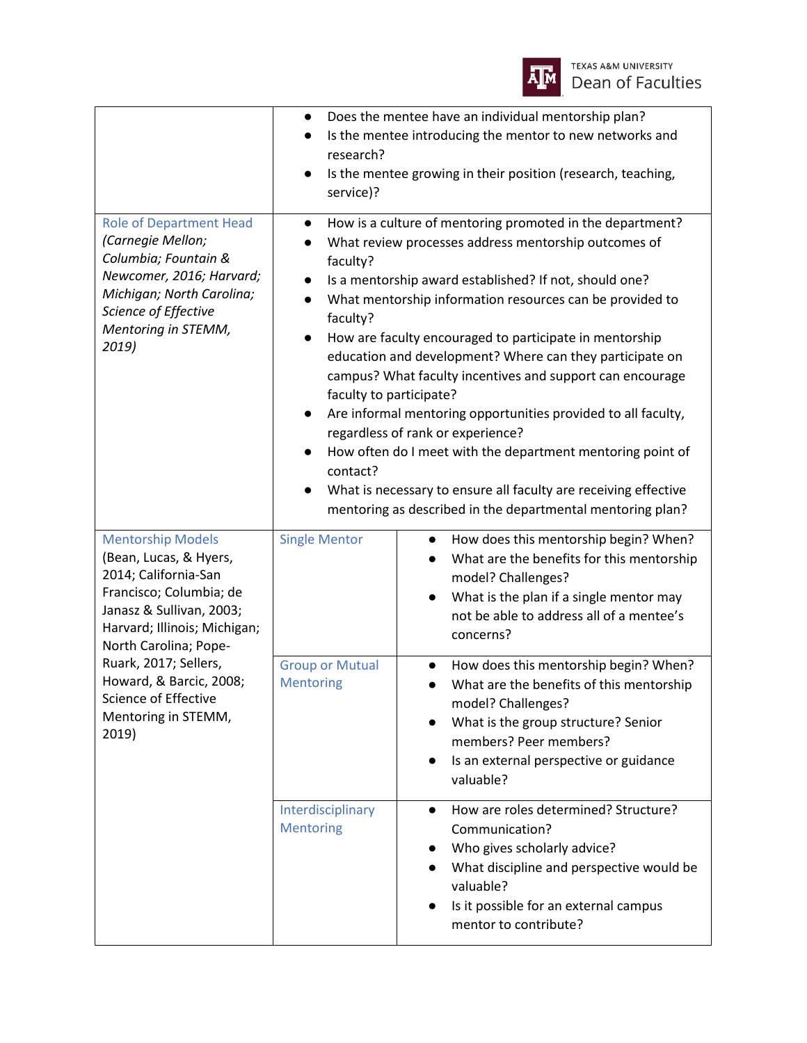| | | |
|---|---|---|
| | • Does the mentee have an individual mentorship plan?<br>• Is the mentee introducing the mentor to new networks and research?<br>• Is the mentee growing in their position (research, teaching, service)? | |
| Role of Department Head *(Carnegie Mellon; Columbia; Fountain & Newcomer, 2016; Harvard; Michigan; North Carolina; Science of Effective Mentoring in STEMM, 2019)* | • How is a culture of mentoring promoted in the department?<br>• What review processes address mentorship outcomes of faculty?<br>• Is a mentorship award established? If not, should one?<br>• What mentorship information resources can be provided to faculty?<br>• How are faculty encouraged to participate in mentorship education and development? Where can they participate on campus? What faculty incentives and support can encourage faculty to participate?<br>• Are informal mentoring opportunities provided to all faculty, regardless of rank or experience?<br>• How often do I meet with the department mentoring point of contact?<br>• What is necessary to ensure all faculty are receiving effective mentoring as described in the departmental mentoring plan? | |
| Mentorship Models (Bean, Lucas, & Hyers, 2014; California-San Francisco; Columbia; de Janasz & Sullivan, 2003; Harvard; Illinois; Michigan; North Carolina; Pope-Ruark, 2017; Sellers, Howard, & Barcic, 2008; Science of Effective Mentoring in STEMM, 2019) | Single Mentor | • How does this mentorship begin? When?<br>• What are the benefits for this mentorship model? Challenges?<br>• What is the plan if a single mentor may not be able to address all of a mentee's concerns? |
| | Group or Mutual Mentoring | • How does this mentorship begin? When?<br>• What are the benefits of this mentorship model? Challenges?<br>• What is the group structure? Senior members? Peer members?<br>• Is an external perspective or guidance valuable? |
| | Interdisciplinary Mentoring | • How are roles determined? Structure? Communication?<br>• Who gives scholarly advice?<br>• What discipline and perspective would be valuable?<br>• Is it possible for an external campus mentor to contribute? |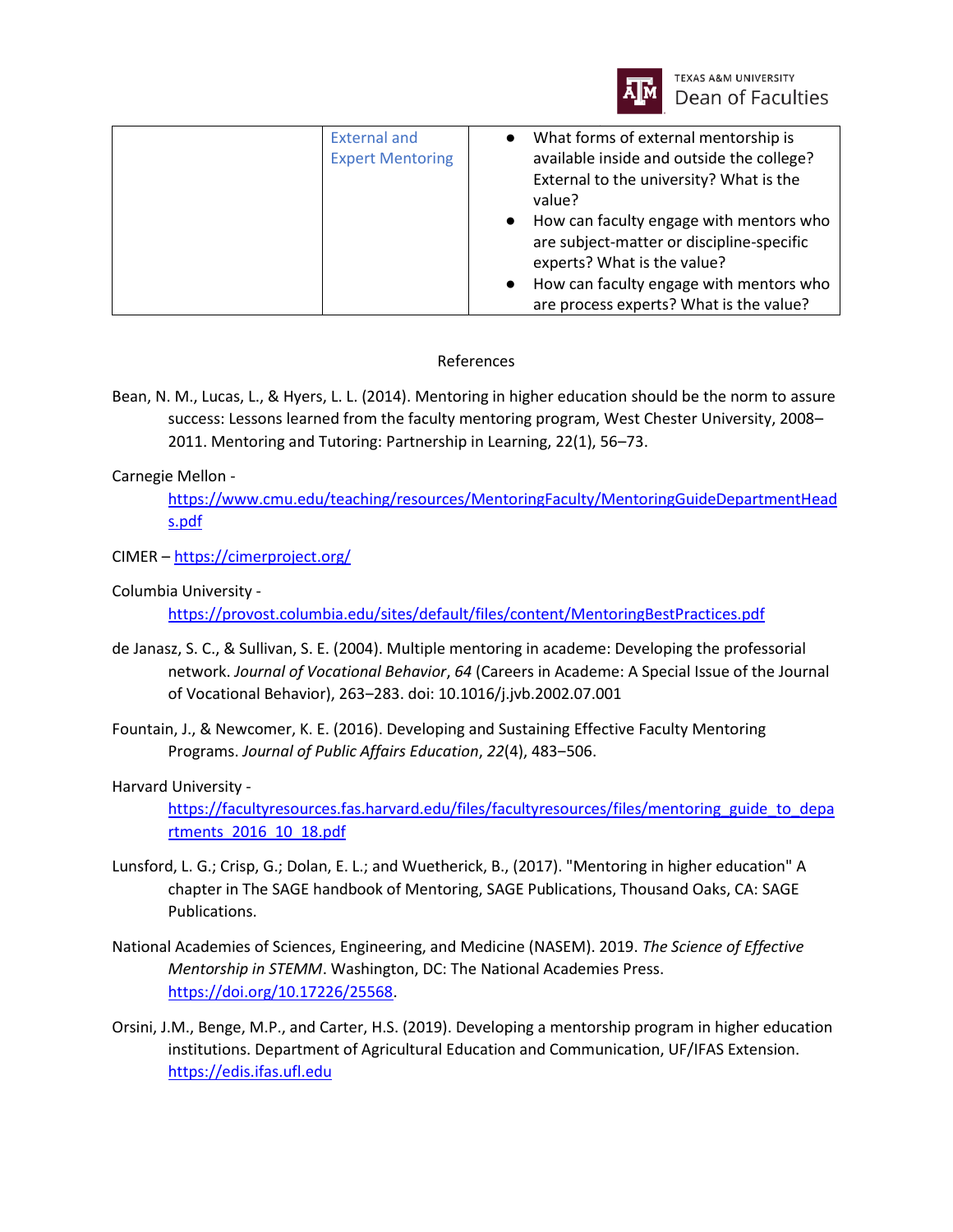|  | External and Expert Mentoring | <ul><li>What forms of external mentorship is available inside and outside the college? External to the university? What is the value?</li><li>How can faculty engage with mentors who are subject-matter or discipline-specific experts? What is the value?</li><li>How can faculty engage with mentors who are process experts? What is the value?</li></ul> |
| --- | --- | --- |

## References

Bean, N. M., Lucas, L., & Hyers, L. L. (2014). Mentoring in higher education should be the norm to assure success: Lessons learned from the faculty mentoring program, West Chester University, 2008–2011. Mentoring and Tutoring: Partnership in Learning, 22(1), 56–73.

Carnegie Mellon - https://www.cmu.edu/teaching/resources/MentoringFaculty/MentoringGuideDepartmentHeads.pdf

CIMER – https://cimerproject.org/

Columbia University - https://provost.columbia.edu/sites/default/files/content/MentoringBestPractices.pdf

de Janasz, S. C., & Sullivan, S. E. (2004). Multiple mentoring in academe: Developing the professorial network. *Journal of Vocational Behavior*, *64* (Careers in Academe: A Special Issue of the Journal of Vocational Behavior), 263–283. doi: 10.1016/j.jvb.2002.07.001

Fountain, J., & Newcomer, K. E. (2016). Developing and Sustaining Effective Faculty Mentoring Programs. *Journal of Public Affairs Education*, *22*(4), 483–506.

Harvard University - https://facultyresources.fas.harvard.edu/files/facultyresources/files/mentoring_guide_to_departments_2016_10_18.pdf

Lunsford, L. G.; Crisp, G.; Dolan, E. L.; and Wuetherick, B., (2017). "Mentoring in higher education" A chapter in The SAGE handbook of Mentoring, SAGE Publications, Thousand Oaks, CA: SAGE Publications.

National Academies of Sciences, Engineering, and Medicine (NASEM). 2019. *The Science of Effective Mentorship in STEMM*. Washington, DC: The National Academies Press. https://doi.org/10.17226/25568.

Orsini, J.M., Benge, M.P., and Carter, H.S. (2019). Developing a mentorship program in higher education institutions. Department of Agricultural Education and Communication, UF/IFAS Extension. https://edis.ifas.ufl.edu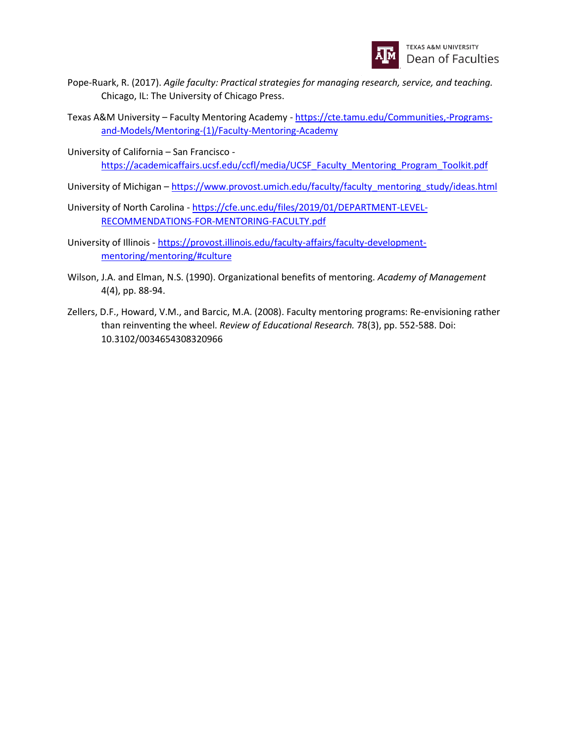Pope-Ruark, R. (2017). *Agile faculty: Practical strategies for managing research, service, and teaching.* Chicago, IL: The University of Chicago Press.

Texas A&M University – Faculty Mentoring Academy - https://cte.tamu.edu/Communities,-Programs-and-Models/Mentoring-(1)/Faculty-Mentoring-Academy

University of California – San Francisco - https://academicaffairs.ucsf.edu/ccfl/media/UCSF_Faculty_Mentoring_Program_Toolkit.pdf

University of Michigan – https://www.provost.umich.edu/faculty/faculty_mentoring_study/ideas.html

University of North Carolina - https://cfe.unc.edu/files/2019/01/DEPARTMENT-LEVEL-RECOMMENDATIONS-FOR-MENTORING-FACULTY.pdf

University of Illinois - https://provost.illinois.edu/faculty-affairs/faculty-development-mentoring/mentoring/#culture

Wilson, J.A. and Elman, N.S. (1990). Organizational benefits of mentoring. *Academy of Management* 4(4), pp. 88-94.

Zellers, D.F., Howard, V.M., and Barcic, M.A. (2008). Faculty mentoring programs: Re-envisioning rather than reinventing the wheel. *Review of Educational Research.* 78(3), pp. 552-588. Doi: 10.3102/0034654308320966